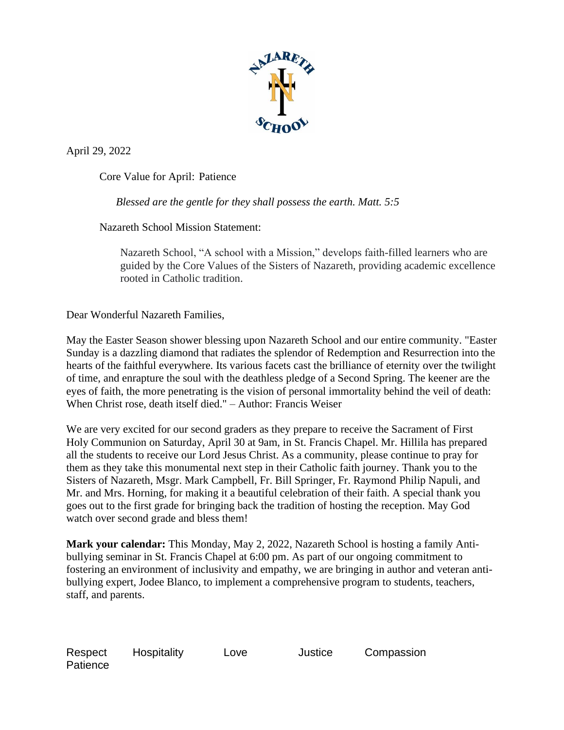April 29, 2022

Core Value for April: Patience

*Blessed are the gentle for they shall possess the earth. Matt. 5:5*

Nazareth School Mission Statement:

> Nazareth School, "A school with a Mission," develops faith-filled learners who are guided by the Core Values of the Sisters of Nazareth, providing academic excellence rooted in Catholic tradition.

Dear Wonderful Nazareth Families,

May the Easter Season shower blessing upon Nazareth School and our entire community. "Easter Sunday is a dazzling diamond that radiates the splendor of Redemption and Resurrection into the hearts of the faithful everywhere. Its various facets cast the brilliance of eternity over the twilight of time, and enrapture the soul with the deathless pledge of a Second Spring. The keener are the eyes of faith, the more penetrating is the vision of personal immortality behind the veil of death: When Christ rose, death itself died." – Author: Francis Weiser

We are very excited for our second graders as they prepare to receive the Sacrament of First Holy Communion on Saturday, April 30 at 9am, in St. Francis Chapel. Mr. Hillila has prepared all the students to receive our Lord Jesus Christ. As a community, please continue to pray for them as they take this monumental next step in their Catholic faith journey. Thank you to the Sisters of Nazareth, Msgr. Mark Campbell, Fr. Bill Springer, Fr. Raymond Philip Napuli, and Mr. and Mrs. Horning, for making it a beautiful celebration of their faith. A special thank you goes out to the first grade for bringing back the tradition of hosting the reception. May God watch over second grade and bless them!

**Mark your calendar:** This Monday, May 2, 2022, Nazareth School is hosting a family Anti-bullying seminar in St. Francis Chapel at 6:00 pm. As part of our ongoing commitment to fostering an environment of inclusivity and empathy, we are bringing in author and veteran anti-bullying expert, Jodee Blanco, to implement a comprehensive program to students, teachers, staff, and parents.

Respect Hospitality Love Justice Compassion Patience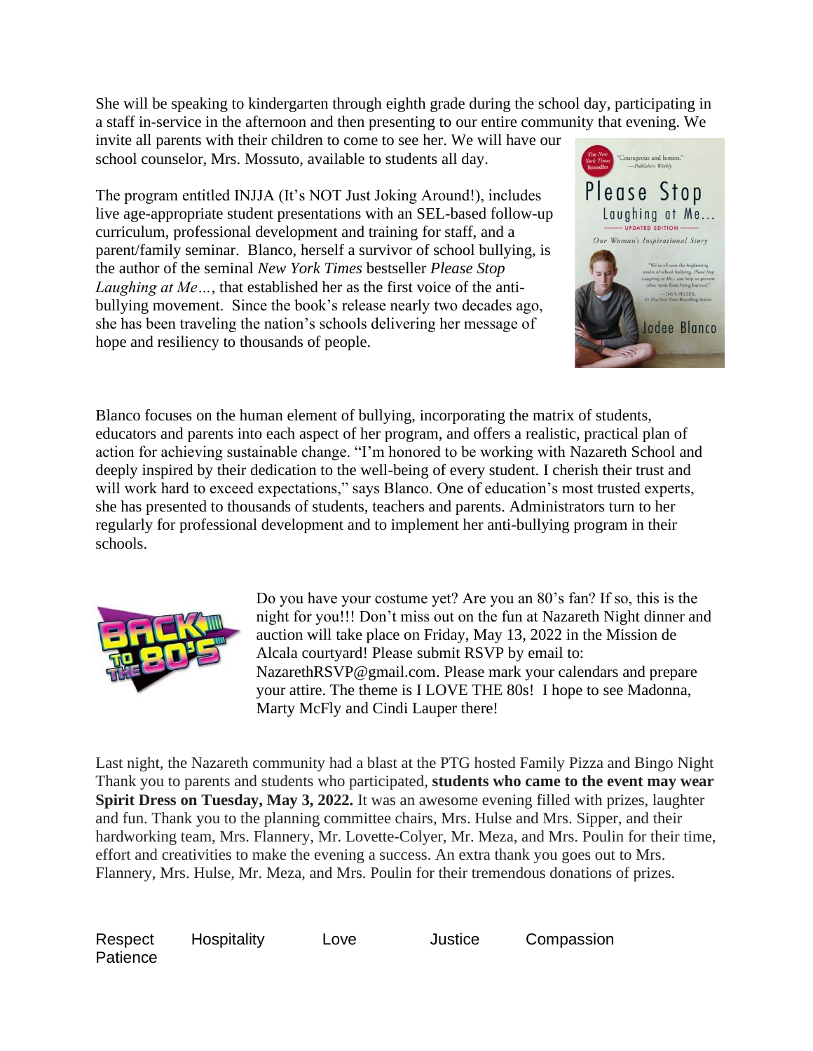She will be speaking to kindergarten through eighth grade during the school day, participating in a staff in-service in the afternoon and then presenting to our entire community that evening. We invite all parents with their children to come to see her. We will have our school counselor, Mrs. Mossuto, available to students all day.

The program entitled INJJA (It's NOT Just Joking Around!), includes live age-appropriate student presentations with an SEL-based follow-up curriculum, professional development and training for staff, and a parent/family seminar. Blanco, herself a survivor of school bullying, is the author of the seminal *New York Times* bestseller *Please Stop Laughing at Me…*, that established her as the first voice of the anti-bullying movement. Since the book's release nearly two decades ago, she has been traveling the nation's schools delivering her message of hope and resiliency to thousands of people.

Blanco focuses on the human element of bullying, incorporating the matrix of students, educators and parents into each aspect of her program, and offers a realistic, practical plan of action for achieving sustainable change. "I'm honored to be working with Nazareth School and deeply inspired by their dedication to the well-being of every student. I cherish their trust and will work hard to exceed expectations," says Blanco. One of education's most trusted experts, she has presented to thousands of students, teachers and parents. Administrators turn to her regularly for professional development and to implement her anti-bullying program in their schools.

Do you have your costume yet? Are you an 80's fan? If so, this is the night for you!!! Don't miss out on the fun at Nazareth Night dinner and auction will take place on Friday, May 13, 2022 in the Mission de Alcala courtyard! Please submit RSVP by email to: NazarethRSVP@gmail.com. Please mark your calendars and prepare your attire. The theme is I LOVE THE 80s! I hope to see Madonna, Marty McFly and Cindi Lauper there!

Last night, the Nazareth community had a blast at the PTG hosted Family Pizza and Bingo Night Thank you to parents and students who participated, **students who came to the event may wear Spirit Dress on Tuesday, May 3, 2022.** It was an awesome evening filled with prizes, laughter and fun. Thank you to the planning committee chairs, Mrs. Hulse and Mrs. Sipper, and their hardworking team, Mrs. Flannery, Mr. Lovette-Colyer, Mr. Meza, and Mrs. Poulin for their time, effort and creativities to make the evening a success. An extra thank you goes out to Mrs. Flannery, Mrs. Hulse, Mr. Meza, and Mrs. Poulin for their tremendous donations of prizes.

Respect Hospitality Love Justice Compassion Patience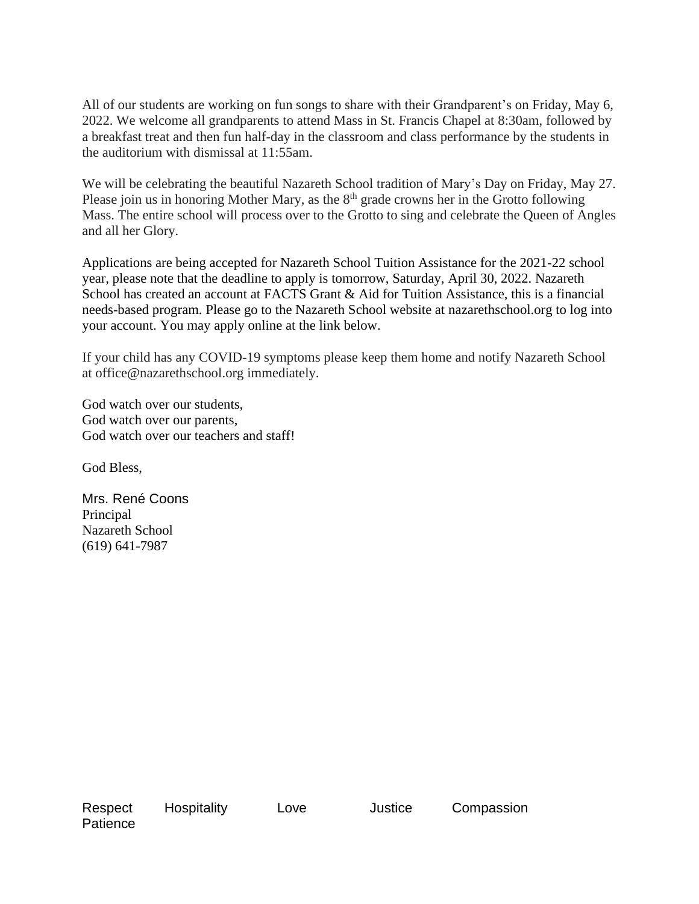All of our students are working on fun songs to share with their Grandparent's on Friday, May 6, 2022. We welcome all grandparents to attend Mass in St. Francis Chapel at 8:30am, followed by a breakfast treat and then fun half-day in the classroom and class performance by the students in the auditorium with dismissal at 11:55am.

We will be celebrating the beautiful Nazareth School tradition of Mary's Day on Friday, May 27. Please join us in honoring Mother Mary, as the 8th grade crowns her in the Grotto following Mass. The entire school will process over to the Grotto to sing and celebrate the Queen of Angles and all her Glory.

Applications are being accepted for Nazareth School Tuition Assistance for the 2021-22 school year, please note that the deadline to apply is tomorrow, Saturday, April 30, 2022. Nazareth School has created an account at FACTS Grant & Aid for Tuition Assistance, this is a financial needs-based program. Please go to the Nazareth School website at nazarethschool.org to log into your account. You may apply online at the link below.

If your child has any COVID-19 symptoms please keep them home and notify Nazareth School at office@nazarethschool.org immediately.

God watch over our students,
God watch over our parents,
God watch over our teachers and staff!

God Bless,

Mrs. René Coons
Principal
Nazareth School
(619) 641-7987

Respect Hospitality Love Justice Compassion Patience